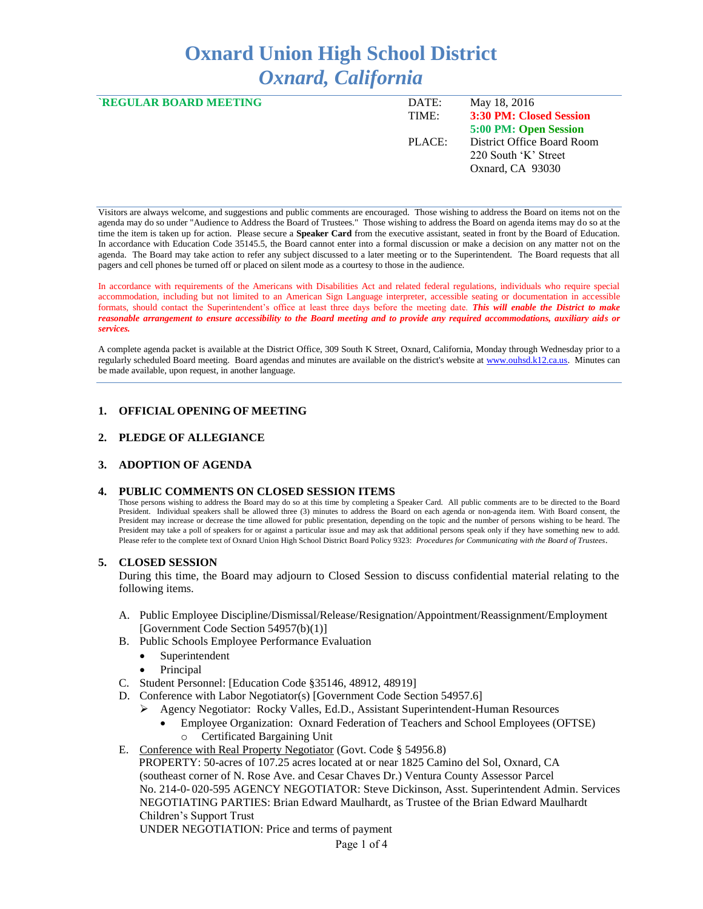# Oxnard Union High School District
## *Oxnard, California*

**`REGULAR BOARD MEETING**

| | |
|---|---|
| DATE: | May 18, 2016 |
| TIME: | **3:30 PM: Closed Session** |
| | **5:00 PM: Open Session** |
| PLACE: | District Office Board Room |
| | 220 South 'K' Street |
| | Oxnard, CA 93030 |

Visitors are always welcome, and suggestions and public comments are encouraged. Those wishing to address the Board on items not on the agenda may do so under "Audience to Address the Board of Trustees." Those wishing to address the Board on agenda items may do so at the time the item is taken up for action. Please secure a **Speaker Card** from the executive assistant, seated in front by the Board of Education. In accordance with Education Code 35145.5, the Board cannot enter into a formal discussion or make a decision on any matter not on the agenda. The Board may take action to refer any subject discussed to a later meeting or to the Superintendent. The Board requests that all pagers and cell phones be turned off or placed on silent mode as a courtesy to those in the audience.

In accordance with requirements of the Americans with Disabilities Act and related federal regulations, individuals who require special accommodation, including but not limited to an American Sign Language interpreter, accessible seating or documentation in accessible formats, should contact the Superintendent's office at least three days before the meeting date. ***This will enable the District to make reasonable arrangement to ensure accessibility to the Board meeting and to provide any required accommodations, auxiliary aids or services.***

A complete agenda packet is available at the District Office, 309 South K Street, Oxnard, California, Monday through Wednesday prior to a regularly scheduled Board meeting. Board agendas and minutes are available on the district's website at www.ouhsd.k12.ca.us. Minutes can be made available, upon request, in another language.

### 1. OFFICIAL OPENING OF MEETING

### 2. PLEDGE OF ALLEGIANCE

### 3. ADOPTION OF AGENDA

### 4. PUBLIC COMMENTS ON CLOSED SESSION ITEMS

Those persons wishing to address the Board may do so at this time by completing a Speaker Card. All public comments are to be directed to the Board President. Individual speakers shall be allowed three (3) minutes to address the Board on each agenda or non-agenda item. With Board consent, the President may increase or decrease the time allowed for public presentation, depending on the topic and the number of persons wishing to be heard. The President may take a poll of speakers for or against a particular issue and may ask that additional persons speak only if they have something new to add. Please refer to the complete text of Oxnard Union High School District Board Policy 9323: *Procedures for Communicating with the Board of Trustees*.

### 5. CLOSED SESSION

During this time, the Board may adjourn to Closed Session to discuss confidential material relating to the following items.

A. Public Employee Discipline/Dismissal/Release/Resignation/Appointment/Reassignment/Employment [Government Code Section 54957(b)(1)]

B. Public Schools Employee Performance Evaluation
- Superintendent
- Principal

C. Student Personnel: [Education Code §35146, 48912, 48919]

D. Conference with Labor Negotiator(s) [Government Code Section 54957.6]
- Agency Negotiator: Rocky Valles, Ed.D., Assistant Superintendent-Human Resources
  - Employee Organization: Oxnard Federation of Teachers and School Employees (OFTSE)
    - Certificated Bargaining Unit

E. Conference with Real Property Negotiator (Govt. Code § 54956.8)
PROPERTY: 50-acres of 107.25 acres located at or near 1825 Camino del Sol, Oxnard, CA (southeast corner of N. Rose Ave. and Cesar Chaves Dr.) Ventura County Assessor Parcel No. 214-0-020-595 AGENCY NEGOTIATOR: Steve Dickinson, Asst. Superintendent Admin. Services
NEGOTIATING PARTIES: Brian Edward Maulhardt, as Trustee of the Brian Edward Maulhardt Children's Support Trust
UNDER NEGOTIATION: Price and terms of payment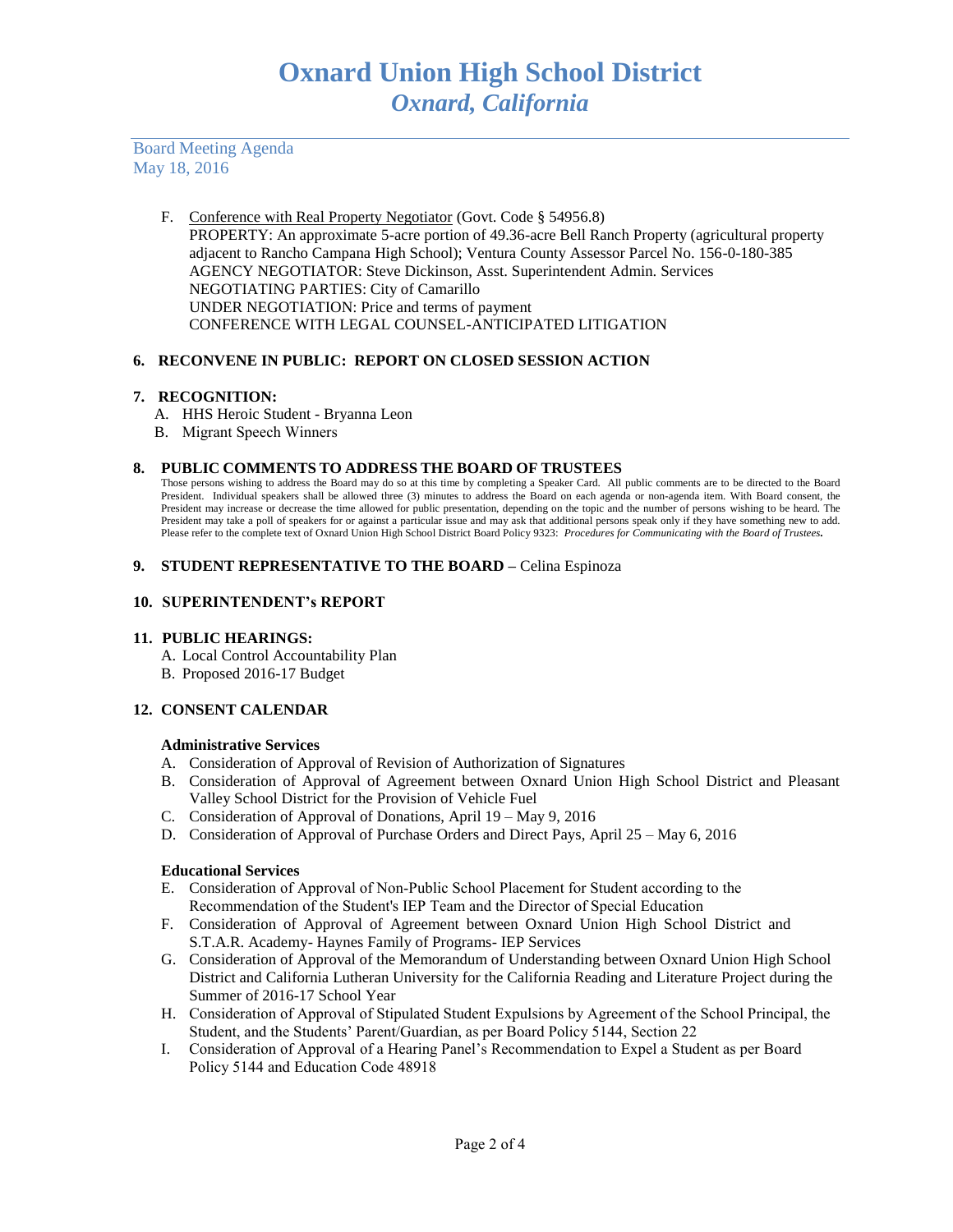F. Conference with Real Property Negotiator (Govt. Code § 54956.8)
   PROPERTY: An approximate 5-acre portion of 49.36-acre Bell Ranch Property (agricultural property adjacent to Rancho Campana High School); Ventura County Assessor Parcel No. 156-0-180-385
   AGENCY NEGOTIATOR: Steve Dickinson, Asst. Superintendent Admin. Services
   NEGOTIATING PARTIES: City of Camarillo
   UNDER NEGOTIATION: Price and terms of payment
   CONFERENCE WITH LEGAL COUNSEL-ANTICIPATED LITIGATION

**6. RECONVENE IN PUBLIC: REPORT ON CLOSED SESSION ACTION**

**7. RECOGNITION:**

A. HHS Heroic Student - Bryanna Leon
B. Migrant Speech Winners

**8. PUBLIC COMMENTS TO ADDRESS THE BOARD OF TRUSTEES**

Those persons wishing to address the Board may do so at this time by completing a Speaker Card. All public comments are to be directed to the Board President. Individual speakers shall be allowed three (3) minutes to address the Board on each agenda or non-agenda item. With Board consent, the President may increase or decrease the time allowed for public presentation, depending on the topic and the number of persons wishing to be heard. The President may take a poll of speakers for or against a particular issue and may ask that additional persons speak only if they have something new to add. Please refer to the complete text of Oxnard Union High School District Board Policy 9323: *Procedures for Communicating with the Board of Trustees***.**

**9. STUDENT REPRESENTATIVE TO THE BOARD –** Celina Espinoza

**10. SUPERINTENDENT's REPORT**

**11. PUBLIC HEARINGS:**

A. Local Control Accountability Plan
B. Proposed 2016-17 Budget

**12. CONSENT CALENDAR**

**Administrative Services**

A. Consideration of Approval of Revision of Authorization of Signatures
B. Consideration of Approval of Agreement between Oxnard Union High School District and Pleasant Valley School District for the Provision of Vehicle Fuel
C. Consideration of Approval of Donations, April 19 – May 9, 2016
D. Consideration of Approval of Purchase Orders and Direct Pays, April 25 – May 6, 2016

**Educational Services**

E. Consideration of Approval of Non-Public School Placement for Student according to the Recommendation of the Student's IEP Team and the Director of Special Education
F. Consideration of Approval of Agreement between Oxnard Union High School District and S.T.A.R. Academy- Haynes Family of Programs- IEP Services
G. Consideration of Approval of the Memorandum of Understanding between Oxnard Union High School District and California Lutheran University for the California Reading and Literature Project during the Summer of 2016-17 School Year
H. Consideration of Approval of Stipulated Student Expulsions by Agreement of the School Principal, the Student, and the Students' Parent/Guardian, as per Board Policy 5144, Section 22
I. Consideration of Approval of a Hearing Panel's Recommendation to Expel a Student as per Board Policy 5144 and Education Code 48918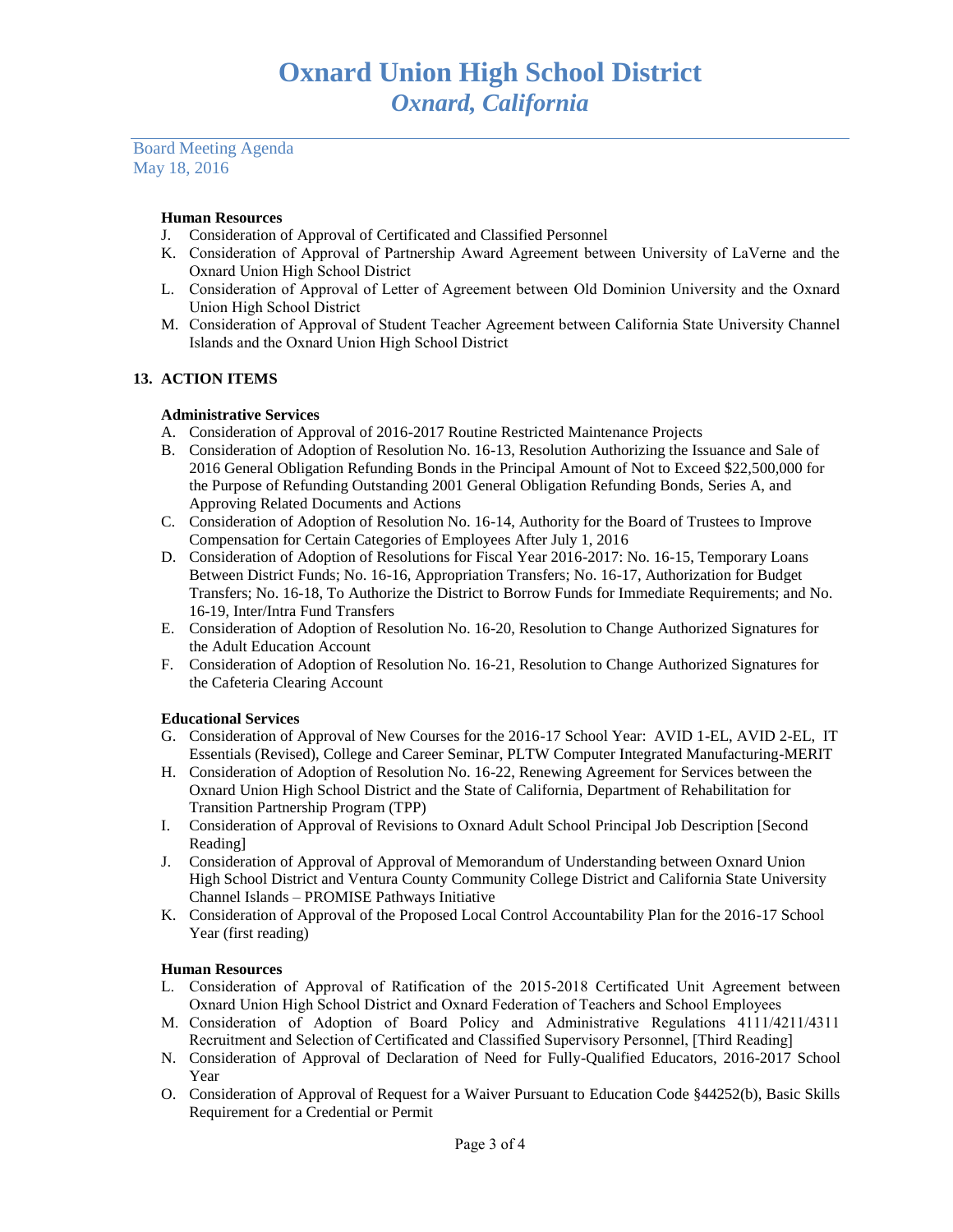**Human Resources**

J. Consideration of Approval of Certificated and Classified Personnel
K. Consideration of Approval of Partnership Award Agreement between University of LaVerne and the Oxnard Union High School District
L. Consideration of Approval of Letter of Agreement between Old Dominion University and the Oxnard Union High School District
M. Consideration of Approval of Student Teacher Agreement between California State University Channel Islands and the Oxnard Union High School District

## 13. ACTION ITEMS

**Administrative Services**

A. Consideration of Approval of 2016-2017 Routine Restricted Maintenance Projects
B. Consideration of Adoption of Resolution No. 16-13, Resolution Authorizing the Issuance and Sale of 2016 General Obligation Refunding Bonds in the Principal Amount of Not to Exceed $22,500,000 for the Purpose of Refunding Outstanding 2001 General Obligation Refunding Bonds, Series A, and Approving Related Documents and Actions
C. Consideration of Adoption of Resolution No. 16-14, Authority for the Board of Trustees to Improve Compensation for Certain Categories of Employees After July 1, 2016
D. Consideration of Adoption of Resolutions for Fiscal Year 2016-2017: No. 16-15, Temporary Loans Between District Funds; No. 16-16, Appropriation Transfers; No. 16-17, Authorization for Budget Transfers; No. 16-18, To Authorize the District to Borrow Funds for Immediate Requirements; and No. 16-19, Inter/Intra Fund Transfers
E. Consideration of Adoption of Resolution No. 16-20, Resolution to Change Authorized Signatures for the Adult Education Account
F. Consideration of Adoption of Resolution No. 16-21, Resolution to Change Authorized Signatures for the Cafeteria Clearing Account

**Educational Services**

G. Consideration of Approval of New Courses for the 2016-17 School Year: AVID 1-EL, AVID 2-EL, IT Essentials (Revised), College and Career Seminar, PLTW Computer Integrated Manufacturing-MERIT
H. Consideration of Adoption of Resolution No. 16-22, Renewing Agreement for Services between the Oxnard Union High School District and the State of California, Department of Rehabilitation for Transition Partnership Program (TPP)
I. Consideration of Approval of Revisions to Oxnard Adult School Principal Job Description [Second Reading]
J. Consideration of Approval of Approval of Memorandum of Understanding between Oxnard Union High School District and Ventura County Community College District and California State University Channel Islands – PROMISE Pathways Initiative
K. Consideration of Approval of the Proposed Local Control Accountability Plan for the 2016-17 School Year (first reading)

**Human Resources**

L. Consideration of Approval of Ratification of the 2015-2018 Certificated Unit Agreement between Oxnard Union High School District and Oxnard Federation of Teachers and School Employees
M. Consideration of Adoption of Board Policy and Administrative Regulations 4111/4211/4311 Recruitment and Selection of Certificated and Classified Supervisory Personnel, [Third Reading]
N. Consideration of Approval of Declaration of Need for Fully-Qualified Educators, 2016-2017 School Year
O. Consideration of Approval of Request for a Waiver Pursuant to Education Code §44252(b), Basic Skills Requirement for a Credential or Permit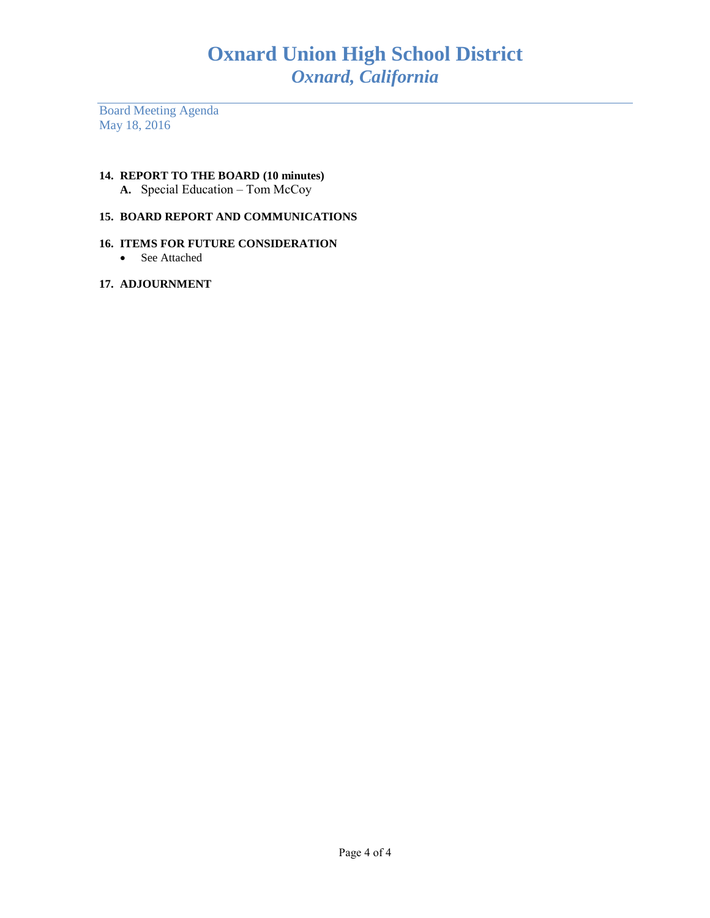# Oxnard Union High School District
## *Oxnard, California*

Board Meeting Agenda
May 18, 2016

**14. REPORT TO THE BOARD (10 minutes)**

**A.** Special Education – Tom McCoy

**15. BOARD REPORT AND COMMUNICATIONS**

**16. ITEMS FOR FUTURE CONSIDERATION**

- See Attached

**17. ADJOURNMENT**